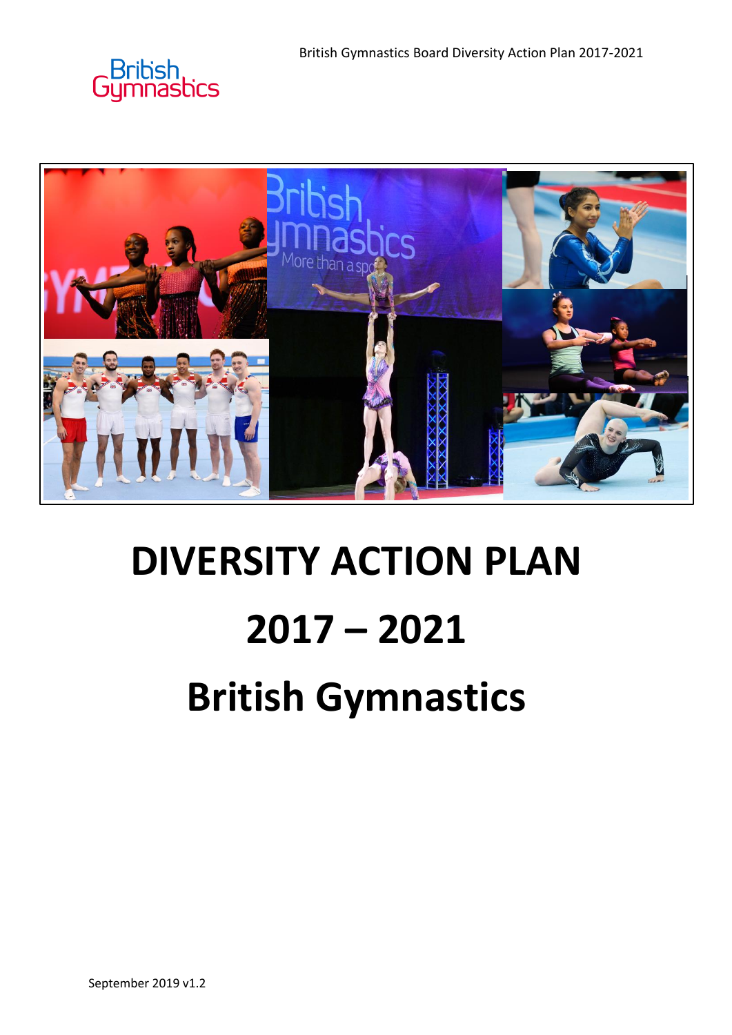# DIVERSITY ACTION PLAN

# 2017 – 2021

# British Gymnastics

September 2019 v1.2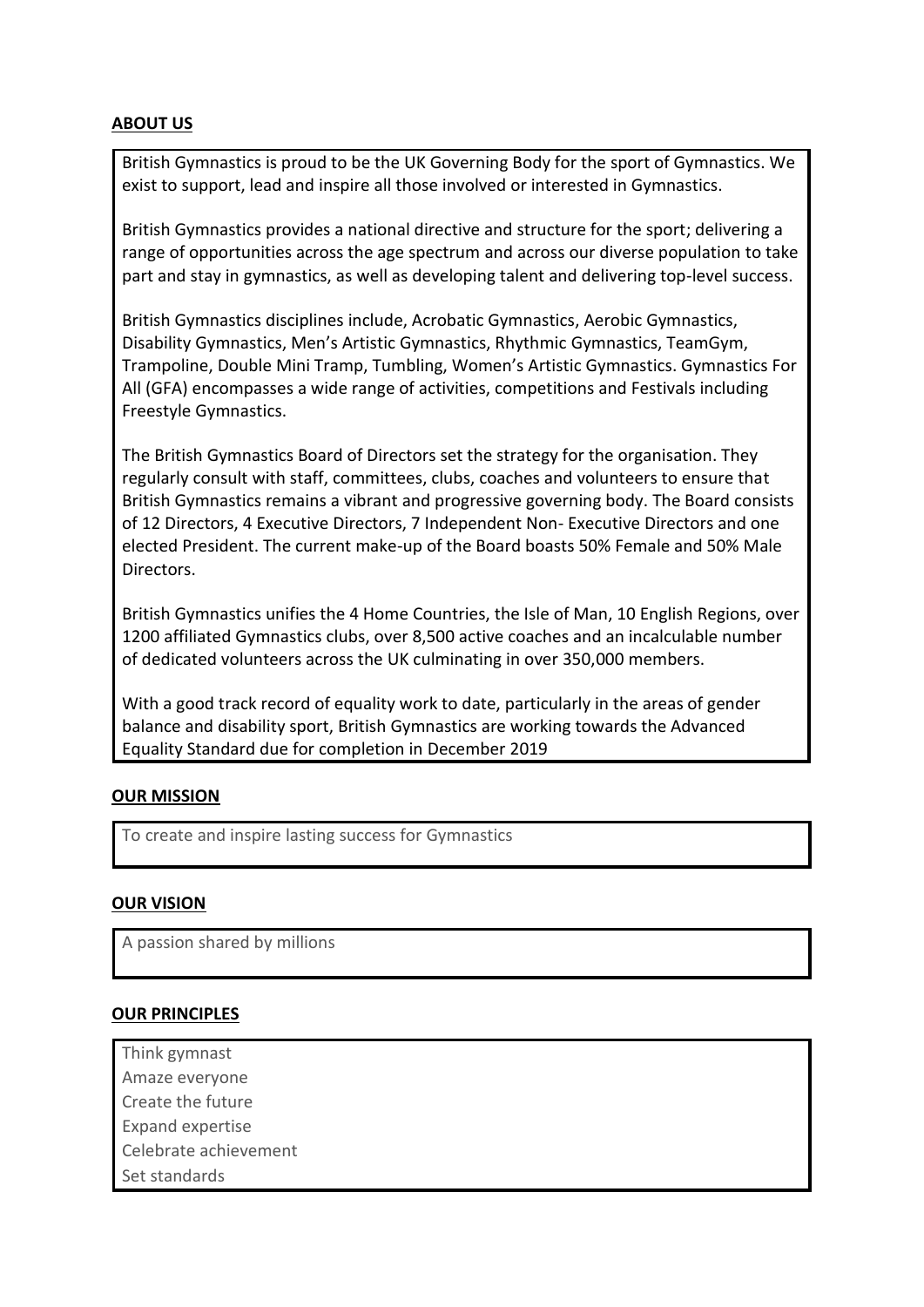## ABOUT US

British Gymnastics is proud to be the UK Governing Body for the sport of Gymnastics. We exist to support, lead and inspire all those involved or interested in Gymnastics.

British Gymnastics provides a national directive and structure for the sport; delivering a range of opportunities across the age spectrum and across our diverse population to take part and stay in gymnastics, as well as developing talent and delivering top-level success.

British Gymnastics disciplines include, Acrobatic Gymnastics, Aerobic Gymnastics, Disability Gymnastics, Men's Artistic Gymnastics, Rhythmic Gymnastics, TeamGym, Trampoline, Double Mini Tramp, Tumbling, Women's Artistic Gymnastics. Gymnastics For All (GFA) encompasses a wide range of activities, competitions and Festivals including Freestyle Gymnastics.

The British Gymnastics Board of Directors set the strategy for the organisation. They regularly consult with staff, committees, clubs, coaches and volunteers to ensure that British Gymnastics remains a vibrant and progressive governing body. The Board consists of 12 Directors, 4 Executive Directors, 7 Independent Non- Executive Directors and one elected President. The current make-up of the Board boasts 50% Female and 50% Male Directors.

British Gymnastics unifies the 4 Home Countries, the Isle of Man, 10 English Regions, over 1200 affiliated Gymnastics clubs, over 8,500 active coaches and an incalculable number of dedicated volunteers across the UK culminating in over 350,000 members.

With a good track record of equality work to date, particularly in the areas of gender balance and disability sport, British Gymnastics are working towards the Advanced Equality Standard due for completion in December 2019

## OUR MISSION

To create and inspire lasting success for Gymnastics

## OUR VISION

A passion shared by millions

## OUR PRINCIPLES

Think gymnast
Amaze everyone
Create the future
Expand expertise
Celebrate achievement
Set standards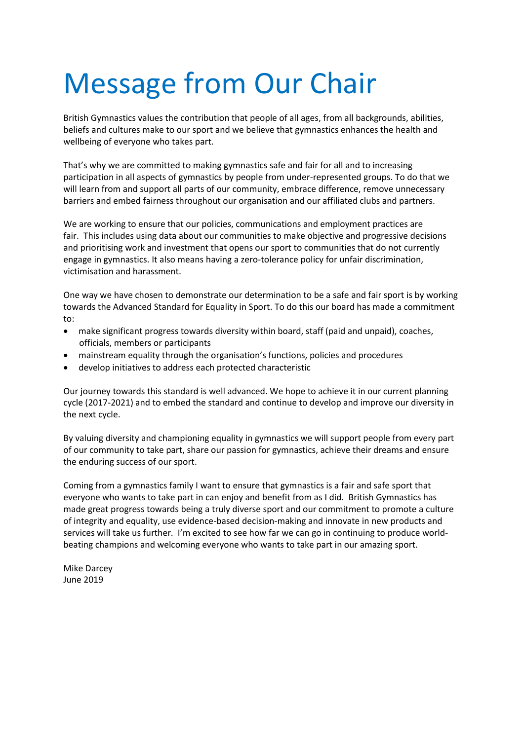# Message from Our Chair

British Gymnastics values the contribution that people of all ages, from all backgrounds, abilities, beliefs and cultures make to our sport and we believe that gymnastics enhances the health and wellbeing of everyone who takes part.

That's why we are committed to making gymnastics safe and fair for all and to increasing participation in all aspects of gymnastics by people from under-represented groups. To do that we will learn from and support all parts of our community, embrace difference, remove unnecessary barriers and embed fairness throughout our organisation and our affiliated clubs and partners.

We are working to ensure that our policies, communications and employment practices are fair. This includes using data about our communities to make objective and progressive decisions and prioritising work and investment that opens our sport to communities that do not currently engage in gymnastics. It also means having a zero-tolerance policy for unfair discrimination, victimisation and harassment.

One way we have chosen to demonstrate our determination to be a safe and fair sport is by working towards the Advanced Standard for Equality in Sport. To do this our board has made a commitment to:

- make significant progress towards diversity within board, staff (paid and unpaid), coaches, officials, members or participants
- mainstream equality through the organisation's functions, policies and procedures
- develop initiatives to address each protected characteristic

Our journey towards this standard is well advanced. We hope to achieve it in our current planning cycle (2017-2021) and to embed the standard and continue to develop and improve our diversity in the next cycle.

By valuing diversity and championing equality in gymnastics we will support people from every part of our community to take part, share our passion for gymnastics, achieve their dreams and ensure the enduring success of our sport.

Coming from a gymnastics family I want to ensure that gymnastics is a fair and safe sport that everyone who wants to take part in can enjoy and benefit from as I did. British Gymnastics has made great progress towards being a truly diverse sport and our commitment to promote a culture of integrity and equality, use evidence-based decision-making and innovate in new products and services will take us further. I'm excited to see how far we can go in continuing to produce world-beating champions and welcoming everyone who wants to take part in our amazing sport.

Mike Darcey
June 2019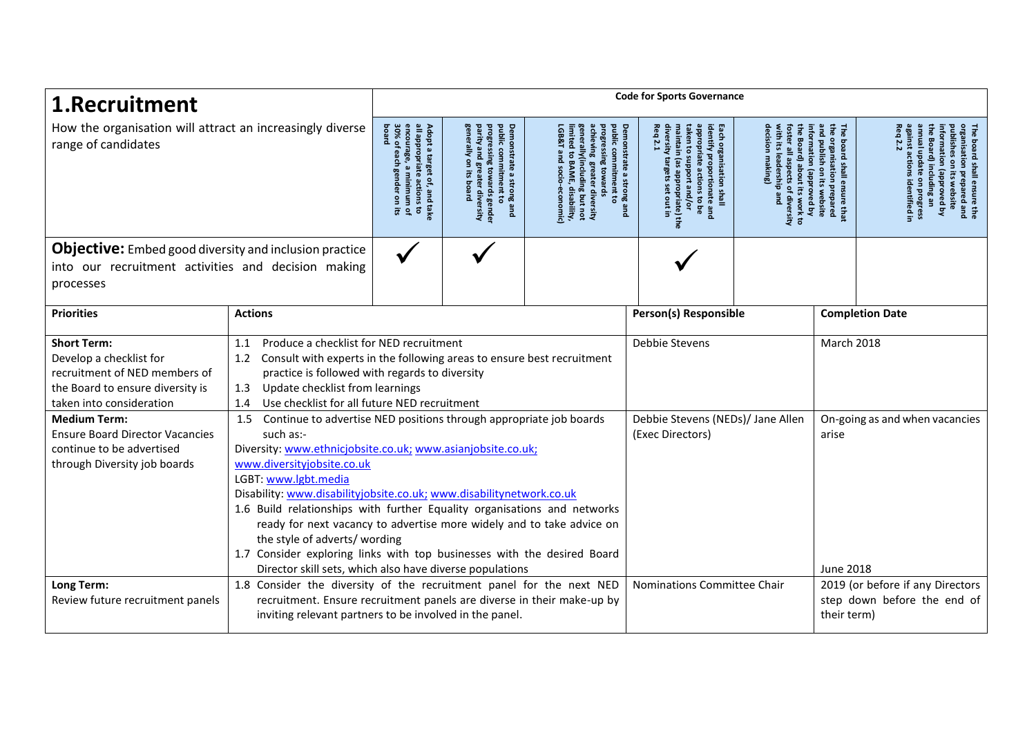# 1.Recruitment

How the organisation will attract an increasingly diverse range of candidates

| | Code for Sports Governance | | | | | |
|---|---|---|---|---|---|---|
| | Adopt a target of, and take all appropriate actions to encourage, a minimum of 30% of each gender on its board | Demonstrate a strong and public commitment to progressing towards gender parity and greater diversity generally on its board | Demonstrate a strong and public commitment to progressing towards achieving greater diversity generally(including but not limited to BAME, disability, LGB&T and socio-economic) | Each organisation shall identify proportionate and appropriate actions to be taken to support and/or maintain (as appropriate) the diversity targets set out in Req 2.1 | The board shall ensure that the organisation prepared and publish on its website information (approved by the Board) about its work to foster all aspects of diversity with its leadership and decision making) | The board shall ensure the organisation prepared and publishes on its website information (approved by the Board) including an annual update on progress against actions identified in Req 2.2 |
| **Objective:** Embed good diversity and inclusion practice into our recruitment activities and decision making processes | ✓ | ✓ | | ✓ | | |

| Priorities | Actions | Person(s) Responsible | Completion Date |
|---|---|---|---|
| **Short Term:** Develop a checklist for recruitment of NED members of the Board to ensure diversity is taken into consideration | 1.1 Produce a checklist for NED recruitment<br>1.2 Consult with experts in the following areas to ensure best recruitment practice is followed with regards to diversity<br>1.3 Update checklist from learnings<br>1.4 Use checklist for all future NED recruitment | Debbie Stevens | March 2018 |
| **Medium Term:** Ensure Board Director Vacancies continue to be advertised through Diversity job boards | 1.5 Continue to advertise NED positions through appropriate job boards such as:-<br>Diversity: www.ethnicjobsite.co.uk; www.asianjobsite.co.uk; www.diversityjobsite.co.uk<br>LGBT: www.lgbt.media<br>Disability: www.disabilityjobsite.co.uk; www.disabilitynetwork.co.uk<br>1.6 Build relationships with further Equality organisations and networks ready for next vacancy to advertise more widely and to take advice on the style of adverts/ wording<br>1.7 Consider exploring links with top businesses with the desired Board Director skill sets, which also have diverse populations | Debbie Stevens (NEDs)/ Jane Allen (Exec Directors) | On-going as and when vacancies arise<br><br>June 2018 |
| **Long Term:** Review future recruitment panels | 1.8 Consider the diversity of the recruitment panel for the next NED recruitment. Ensure recruitment panels are diverse in their make-up by inviting relevant partners to be involved in the panel. | Nominations Committee Chair | 2019 (or before if any Directors step down before the end of their term) |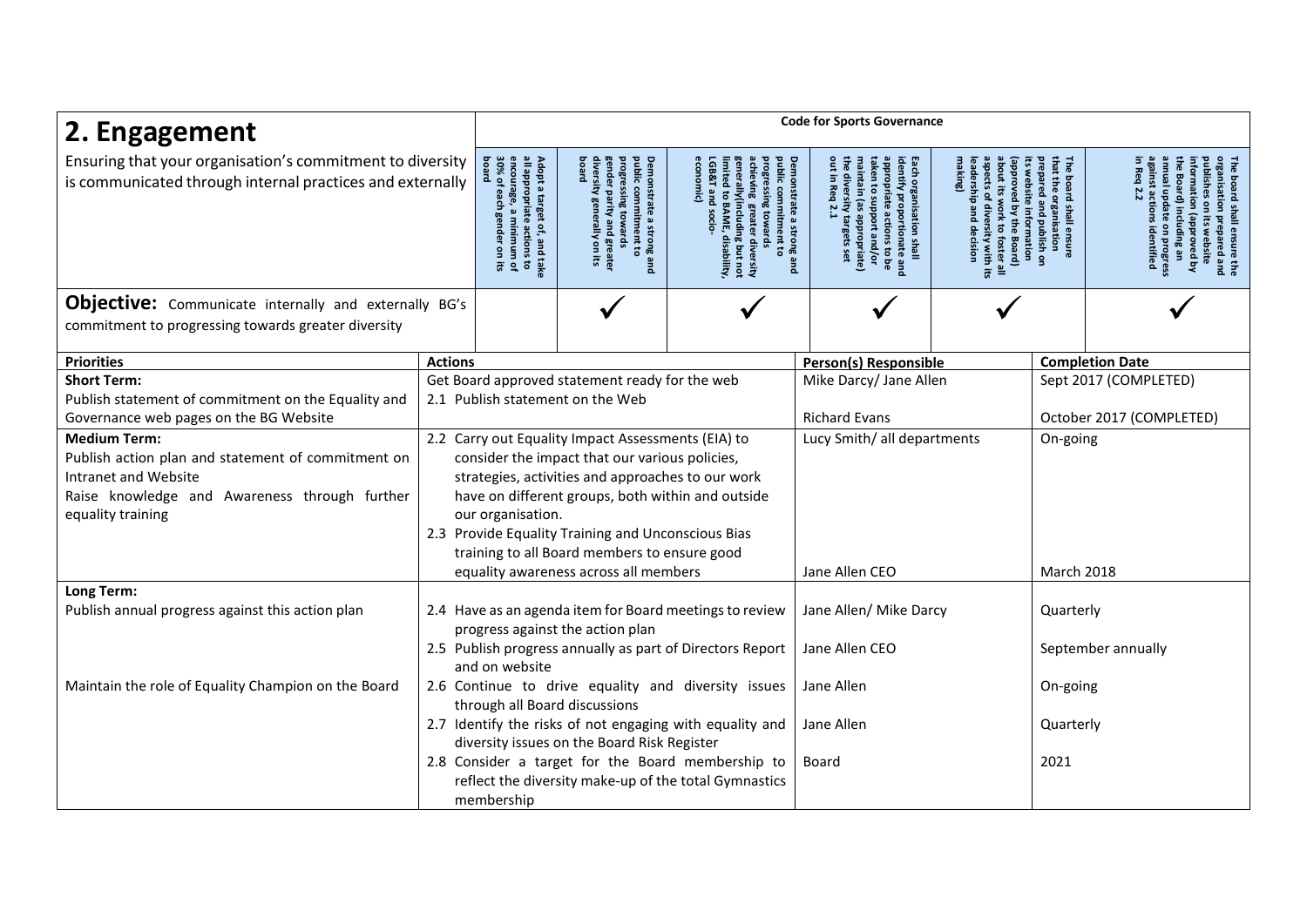## 2. Engagement

Ensuring that your organisation's commitment to diversity is communicated through internal practices and externally

| | Code for Sports Governance | | | | | |
|---|---|---|---|---|---|---|
| | Adopt a target of, and take all appropriate actions to encourage, a minimum of 30% of each gender on its board | Demonstrate a strong and public commitment to progressing towards gender parity and greater diversity generally on its board | Demonstrate a strong and public commitment to progressing towards achieving greater diversity generally(including but not limited to BAME, disability, LGB&T and socio-economic) | Each organisation shall identify proportionate and appropriate actions to be taken to support and/or maintain (as appropriate) the diversity targets set out in Req 2.1 | The board shall ensure that the organisation prepared and publish on its website information (approved by the Board) about its work to foster all aspects of diversity with its leadership and decision making | The board shall ensure the organisation prepared and publishes on its website information (approved by the Board) including an annual update on progress against actions identified in Req 2.2 |
| **Objective:** Communicate internally and externally BG's commitment to progressing towards greater diversity | | ✓ | ✓ | ✓ | ✓ | ✓ |

| Priorities | Actions | Person(s) Responsible | Completion Date |
|---|---|---|---|
| **Short Term:**<br>Publish statement of commitment on the Equality and Governance web pages on the BG Website | Get Board approved statement ready for the web<br>2.1 Publish statement on the Web | Mike Darcy/ Jane Allen<br><br>Richard Evans | Sept 2017 (COMPLETED)<br><br>October 2017 (COMPLETED) |
| **Medium Term:**<br>Publish action plan and statement of commitment on Intranet and Website<br>Raise knowledge and Awareness through further equality training | 2.2 Carry out Equality Impact Assessments (EIA) to consider the impact that our various policies, strategies, activities and approaches to our work have on different groups, both within and outside our organisation.<br>2.3 Provide Equality Training and Unconscious Bias training to all Board members to ensure good equality awareness across all members | Lucy Smith/ all departments<br><br>Jane Allen CEO | On-going<br><br>March 2018 |
| **Long Term:**<br>Publish annual progress against this action plan | 2.4 Have as an agenda item for Board meetings to review progress against the action plan<br>2.5 Publish progress annually as part of Directors Report and on website | Jane Allen/ Mike Darcy<br><br>Jane Allen CEO | Quarterly<br><br>September annually |
| Maintain the role of Equality Champion on the Board | 2.6 Continue to drive equality and diversity issues through all Board discussions<br>2.7 Identify the risks of not engaging with equality and diversity issues on the Board Risk Register<br>2.8 Consider a target for the Board membership to reflect the diversity make-up of the total Gymnastics membership | Jane Allen<br><br>Jane Allen<br><br>Board | On-going<br><br>Quarterly<br><br>2021 |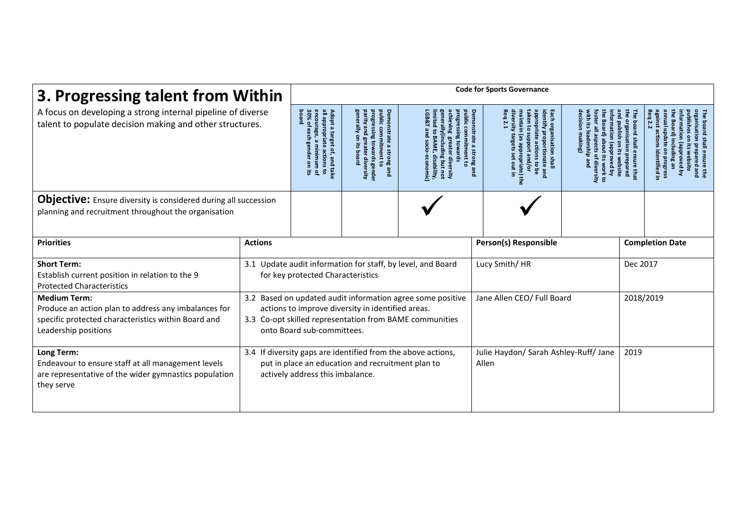# 3. Progressing talent from Within

A focus on developing a strong internal pipeline of diverse talent to populate decision making and other structures.

| Code for Sports Governance | | | | | |
|---|---|---|---|---|---|
| Adopt a target of, and take all appropriate actions to encourage, a minimum of 30% of each gender on its board | Demonstrate a strong and public commitment to progressing towards gender parity and greater diversity generally on its board | Demonstrate a strong and public commitment to progressing towards achieving greater diversity generally(including but not limited to BAME, disability, LGB&T and socio-economic) | Each organisation shall identify proportionate and appropriate actions to be taken to support and/or maintain (as appropriate) the diversity targets set out in Req 2.1 | The board shall ensure that the organisation prepared and publish on its website information (approved by the Board) about its work to foster all aspects of diversity with its leadership and decision making) | The board shall ensure the organisation prepared and publishes on its website information (approved by the Board) including an annual update on progress against actions identified in Req 2.2 |
| | | ✓ | ✓ | | |

**Objective:** Ensure diversity is considered during all succession planning and recruitment throughout the organisation

| Priorities | Actions | Person(s) Responsible | Completion Date |
|---|---|---|---|
| **Short Term:** Establish current position in relation to the 9 Protected Characteristics | 3.1 Update audit information for staff, by level, and Board for key protected Characteristics | Lucy Smith/ HR | Dec 2017 |
| **Medium Term:** Produce an action plan to address any imbalances for specific protected characteristics within Board and Leadership positions | 3.2 Based on updated audit information agree some positive actions to improve diversity in identified areas.<br>3.3 Co-opt skilled representation from BAME communities onto Board sub-committees. | Jane Allen CEO/ Full Board | 2018/2019 |
| **Long Term:** Endeavour to ensure staff at all management levels are representative of the wider gymnastics population they serve | 3.4 If diversity gaps are identified from the above actions, put in place an education and recruitment plan to actively address this imbalance. | Julie Haydon/ Sarah Ashley-Ruff/ Jane Allen | 2019 |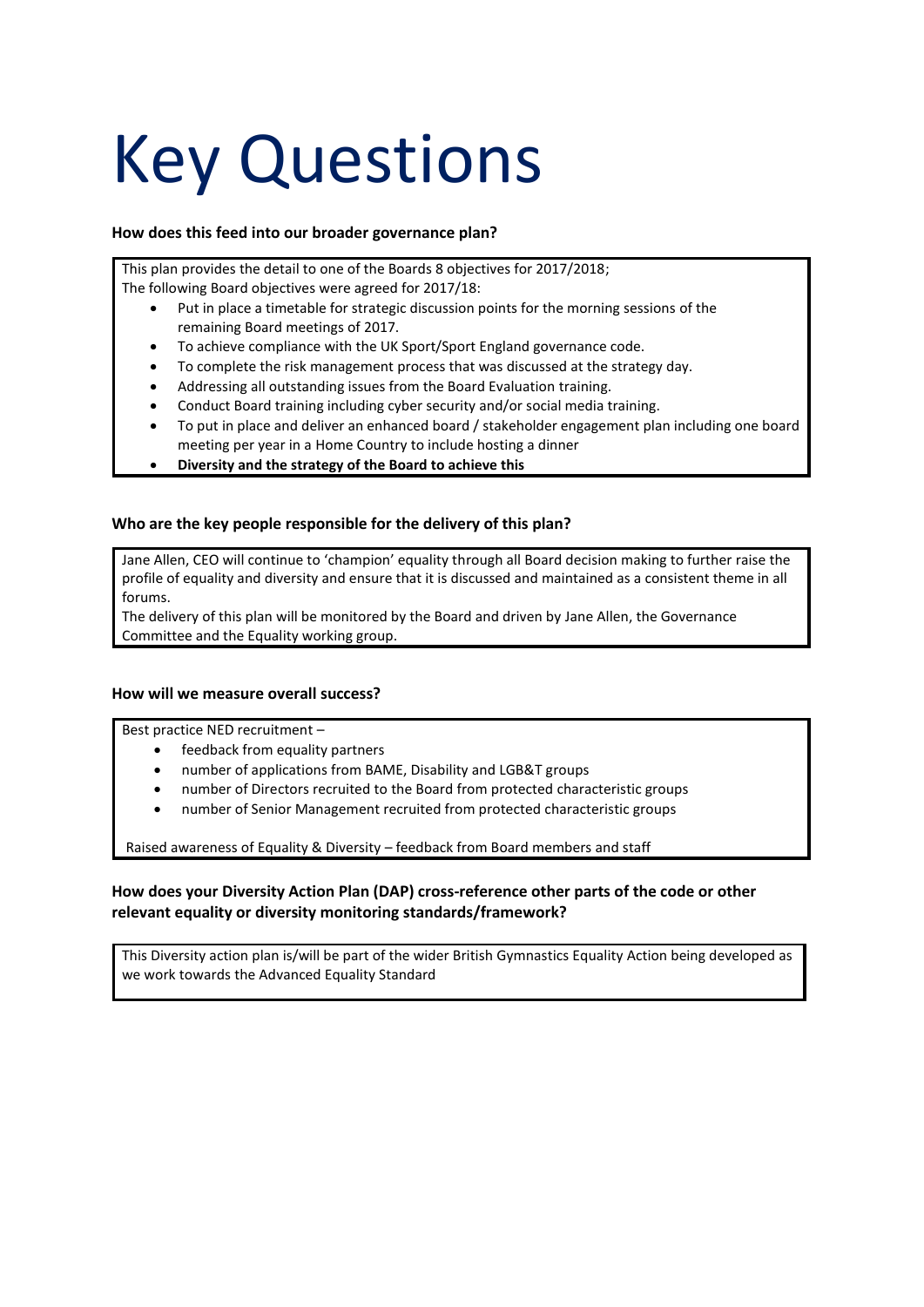# Key Questions

**How does this feed into our broader governance plan?**

This plan provides the detail to one of the Boards 8 objectives for 2017/2018;
The following Board objectives were agreed for 2017/18:

- Put in place a timetable for strategic discussion points for the morning sessions of the remaining Board meetings of 2017.
- To achieve compliance with the UK Sport/Sport England governance code.
- To complete the risk management process that was discussed at the strategy day.
- Addressing all outstanding issues from the Board Evaluation training.
- Conduct Board training including cyber security and/or social media training.
- To put in place and deliver an enhanced board / stakeholder engagement plan including one board meeting per year in a Home Country to include hosting a dinner
- **Diversity and the strategy of the Board to achieve this**

**Who are the key people responsible for the delivery of this plan?**

Jane Allen, CEO will continue to 'champion' equality through all Board decision making to further raise the profile of equality and diversity and ensure that it is discussed and maintained as a consistent theme in all forums.
The delivery of this plan will be monitored by the Board and driven by Jane Allen, the Governance Committee and the Equality working group.

**How will we measure overall success?**

Best practice NED recruitment –

- feedback from equality partners
- number of applications from BAME, Disability and LGB&T groups
- number of Directors recruited to the Board from protected characteristic groups
- number of Senior Management recruited from protected characteristic groups

Raised awareness of Equality & Diversity – feedback from Board members and staff

**How does your Diversity Action Plan (DAP) cross-reference other parts of the code or other relevant equality or diversity monitoring standards/framework?**

This Diversity action plan is/will be part of the wider British Gymnastics Equality Action being developed as we work towards the Advanced Equality Standard